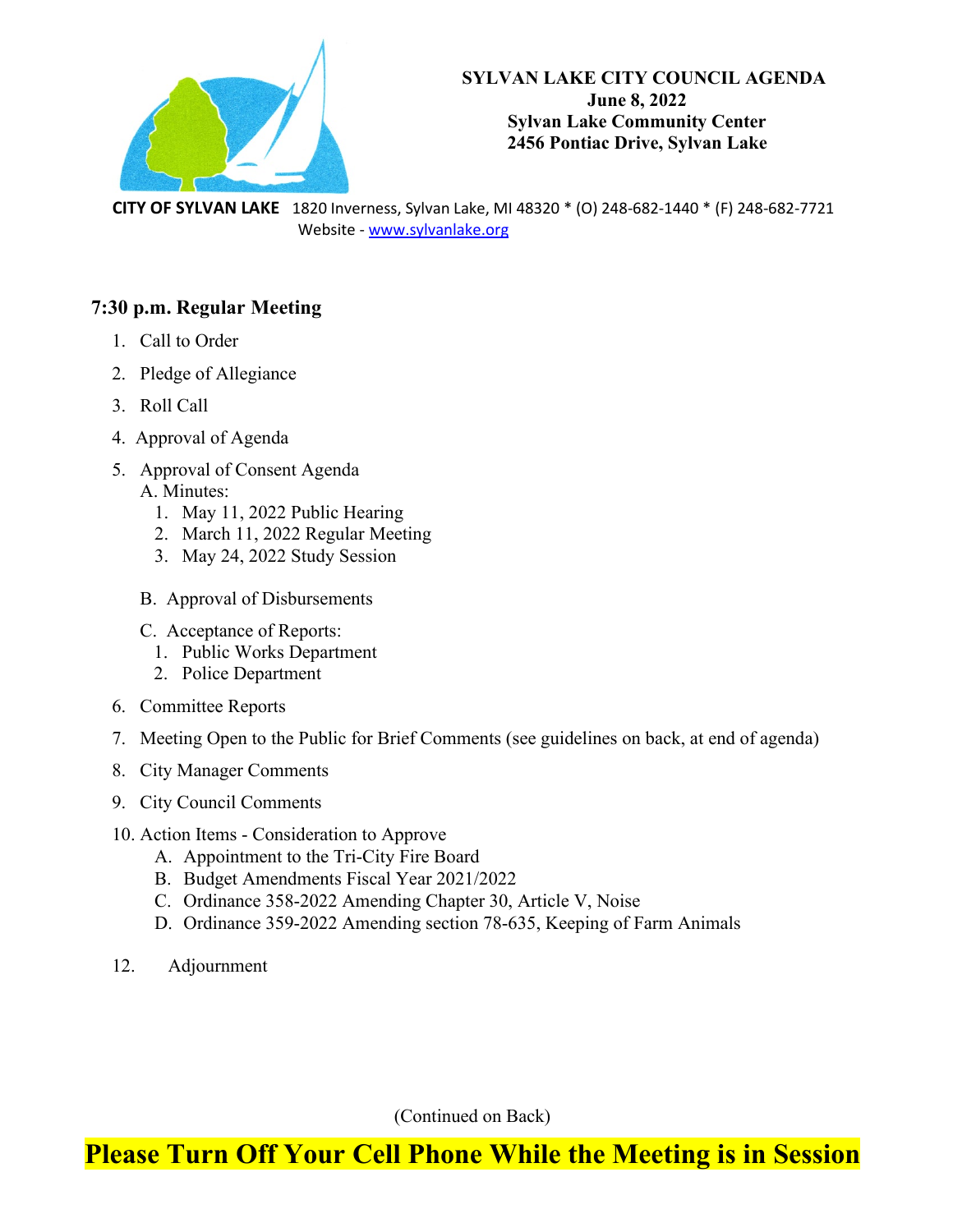**SYLVAN LAKE CITY COUNCIL AGENDA**
**June 8, 2022**
**Sylvan Lake Community Center**
**2456 Pontiac Drive, Sylvan Lake**

**CITY OF SYLVAN LAKE** 1820 Inverness, Sylvan Lake, MI 48320 * (O) 248-682-1440 * (F) 248-682-7721
Website - www.sylvanlake.org

## 7:30 p.m. Regular Meeting

1. Call to Order
2. Pledge of Allegiance
3. Roll Call
4. Approval of Agenda
5. Approval of Consent Agenda
   A. Minutes:
      1. May 11, 2022 Public Hearing
      2. March 11, 2022 Regular Meeting
      3. May 24, 2022 Study Session

   B. Approval of Disbursements

   C. Acceptance of Reports:
      1. Public Works Department
      2. Police Department
6. Committee Reports
7. Meeting Open to the Public for Brief Comments (see guidelines on back, at end of agenda)
8. City Manager Comments
9. City Council Comments
10. Action Items - Consideration to Approve
    A. Appointment to the Tri-City Fire Board
    B. Budget Amendments Fiscal Year 2021/2022
    C. Ordinance 358-2022 Amending Chapter 30, Article V, Noise
    D. Ordinance 359-2022 Amending section 78-635, Keeping of Farm Animals

12. Adjournment

(Continued on Back)

**Please Turn Off Your Cell Phone While the Meeting is in Session**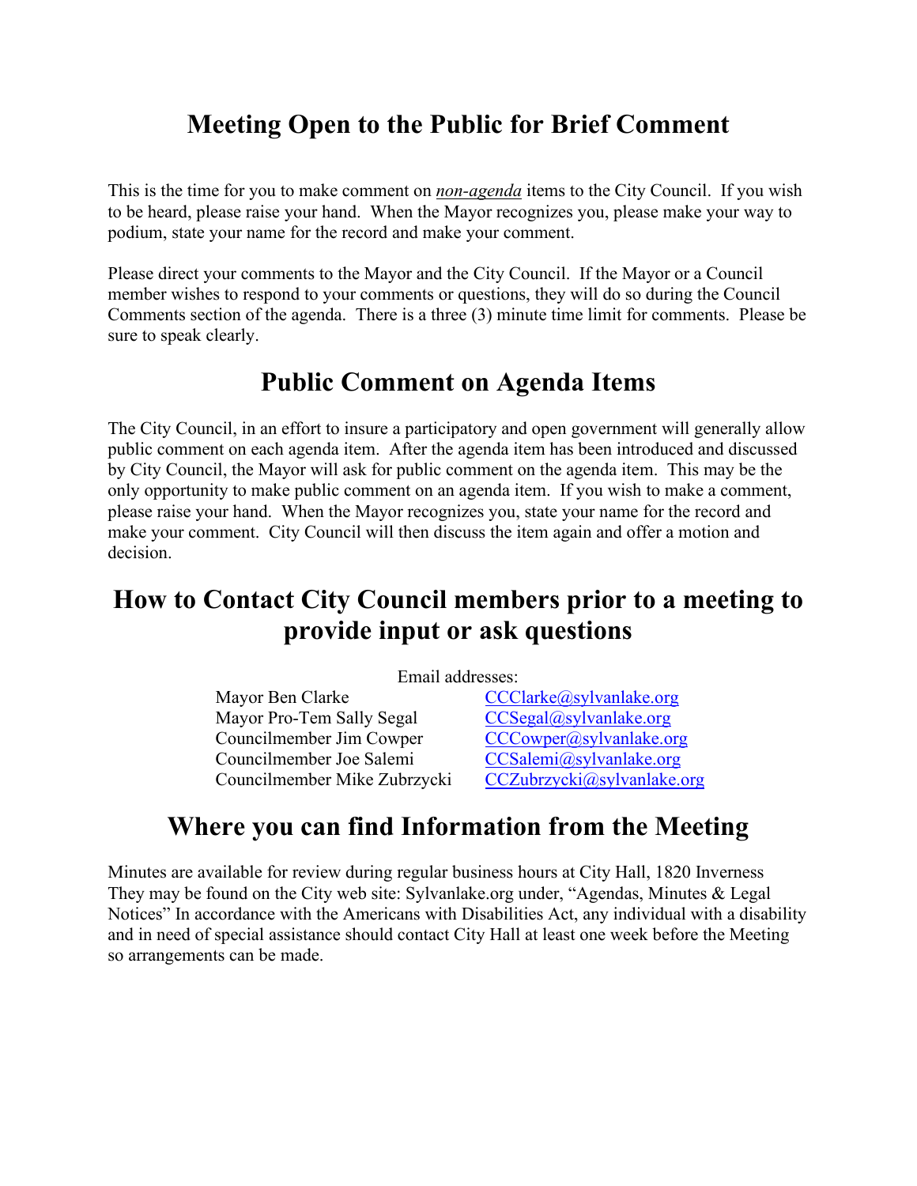## Meeting Open to the Public for Brief Comment

This is the time for you to make comment on *non-agenda* items to the City Council. If you wish to be heard, please raise your hand. When the Mayor recognizes you, please make your way to podium, state your name for the record and make your comment.

Please direct your comments to the Mayor and the City Council. If the Mayor or a Council member wishes to respond to your comments or questions, they will do so during the Council Comments section of the agenda. There is a three (3) minute time limit for comments. Please be sure to speak clearly.

## Public Comment on Agenda Items

The City Council, in an effort to insure a participatory and open government will generally allow public comment on each agenda item. After the agenda item has been introduced and discussed by City Council, the Mayor will ask for public comment on the agenda item. This may be the only opportunity to make public comment on an agenda item. If you wish to make a comment, please raise your hand. When the Mayor recognizes you, state your name for the record and make your comment. City Council will then discuss the item again and offer a motion and decision.

## How to Contact City Council members prior to a meeting to provide input or ask questions

Email addresses:

| | |
|---|---|
| Mayor Ben Clarke | CCClarke@sylvanlake.org |
| Mayor Pro-Tem Sally Segal | CCSegal@sylvanlake.org |
| Councilmember Jim Cowper | CCCowper@sylvanlake.org |
| Councilmember Joe Salemi | CCSalemi@sylvanlake.org |
| Councilmember Mike Zubrzycki | CCZubrzycki@sylvanlake.org |

## Where you can find Information from the Meeting

Minutes are available for review during regular business hours at City Hall, 1820 Inverness They may be found on the City web site: Sylvanlake.org under, "Agendas, Minutes & Legal Notices" In accordance with the Americans with Disabilities Act, any individual with a disability and in need of special assistance should contact City Hall at least one week before the Meeting so arrangements can be made.